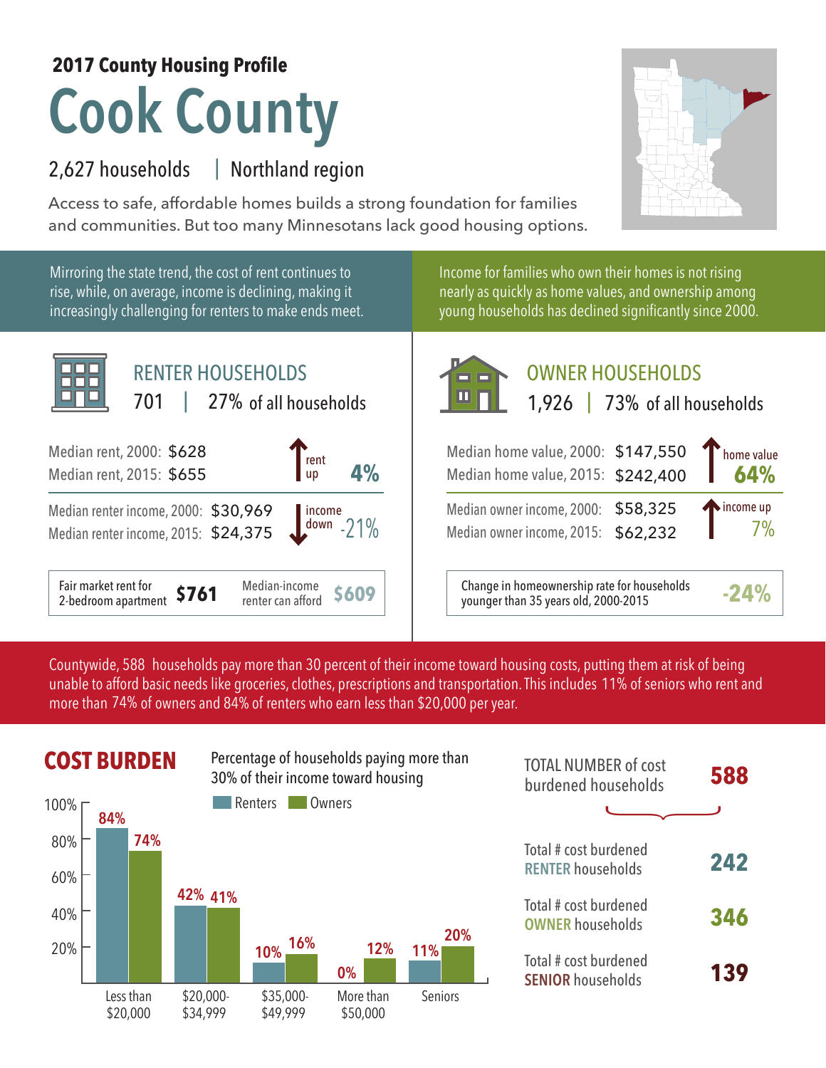**2017 County Housing Profile**

# Cook County

2,627 households | Northland region

Access to safe, affordable homes builds a strong foundation for families and communities. But too many Minnesotans lack good housing options.

Mirroring the state trend, the cost of rent continues to rise, while, on average, income is declining, making it increasingly challenging for renters to make ends meet.

Income for families who own their homes is not rising nearly as quickly as home values, and ownership among young households has declined significantly since 2000.

## RENTER HOUSEHOLDS

701 | 27% of all households

| | | |
|---|---|---|
| Median rent, 2000: | $628 | rent up 4% |
| Median rent, 2015: | $655 | |
| Median renter income, 2000: | $30,969 | income down -21% |
| Median renter income, 2015: | $24,375 | |

| Fair market rent for 2-bedroom apartment | $761 | Median-income renter can afford | $609 |
|---|---|---|---|

## OWNER HOUSEHOLDS

1,926 | 73% of all households

| | | |
|---|---|---|
| Median home value, 2000: | $147,550 | home value 64% |
| Median home value, 2015: | $242,400 | |
| Median owner income, 2000: | $58,325 | income up 7% |
| Median owner income, 2015: | $62,232 | |

| Change in homeownership rate for households younger than 35 years old, 2000-2015 | -24% |
|---|---|

Countywide, 588 households pay more than 30 percent of their income toward housing costs, putting them at risk of being unable to afford basic needs like groceries, clothes, prescriptions and transportation. This includes 11% of seniors who rent and more than 74% of owners and 84% of renters who earn less than $20,000 per year.

## COST BURDEN

Percentage of households paying more than 30% of their income toward housing

| | Renters | Owners |
|---|---|---|
| Less than $20,000 | 84% | 74% |
| $20,000-$34,999 | 42% | 41% |
| $35,000-$49,999 | 10% | 16% |
| More than $50,000 | 0% | 12% |
| Seniors | 11% | 20% |

| | |
|---|---|
| TOTAL NUMBER of cost burdened households | 588 |
| Total # cost burdened RENTER households | 242 |
| Total # cost burdened OWNER households | 346 |
| Total # cost burdened SENIOR households | 139 |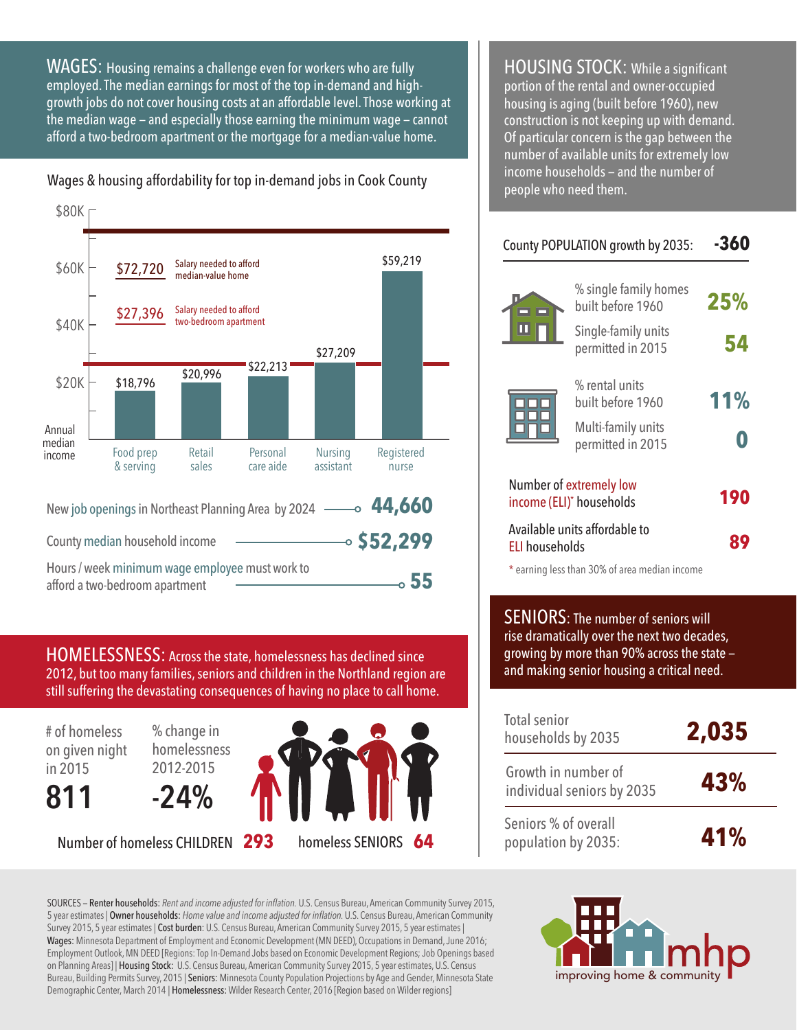**WAGES:** Housing remains a challenge even for workers who are fully employed. The median earnings for most of the top in-demand and high-growth jobs do not cover housing costs at an affordable level. Those working at the median wage – and especially those earning the minimum wage – cannot afford a two-bedroom apartment or the mortgage for a median-value home.

Wages & housing affordability for top in-demand jobs in Cook County

$80K
$60K
$40K
$20K
Annual median income

$72,720 Salary needed to afford median-value home
$27,396 Salary needed to afford two-bedroom apartment

Food prep & serving $18,796
Retail sales $20,996
Personal care aide $22,213
Nursing assistant $27,209
Registered nurse $59,219

New job openings in Northeast Planning Area by 2024 — **44,660**

County median household income — **$52,299**

Hours / week minimum wage employee must work to afford a two-bedroom apartment — **55**

**HOUSING STOCK:** While a significant portion of the rental and owner-occupied housing is aging (built before 1960), new construction is not keeping up with demand. Of particular concern is the gap between the number of available units for extremely low income households – and the number of people who need them.

| | |
|---|---|
| County POPULATION growth by 2035: | **-360** |
| % single family homes built before 1960 | **25%** |
| Single-family units permitted in 2015 | **54** |
| % rental units built before 1960 | **11%** |
| Multi-family units permitted in 2015 | **0** |
| Number of extremely low income (ELI)* households | **190** |
| Available units affordable to ELI households | **89** |

\* earning less than 30% of area median income

**HOMELESSNESS:** Across the state, homelessness has declined since 2012, but too many families, seniors and children in the Northland region are still suffering the devastating consequences of having no place to call home.

# of homeless on given night in 2015: **811**

% change in homelessness 2012-2015: **-24%**

Number of homeless CHILDREN **293**

homeless SENIORS **64**

**SENIORS:** The number of seniors will rise dramatically over the next two decades, growing by more than 90% across the state – and making senior housing a critical need.

| | |
|---|---|
| Total senior households by 2035 | **2,035** |
| Growth in number of individual seniors by 2035 | **43%** |
| Seniors % of overall population by 2035: | **41%** |

SOURCES – **Renter households:** *Rent and income adjusted for inflation.* U.S. Census Bureau, American Community Survey 2015, 5 year estimates | **Owner households:** *Home value and income adjusted for inflation.* U.S. Census Bureau, American Community Survey 2015, 5 year estimates | **Cost burden:** U.S. Census Bureau, American Community Survey 2015, 5 year estimates | **Wages:** Minnesota Department of Employment and Economic Development (MN DEED), Occupations in Demand, June 2016; Employment Outlook, MN DEED [Regions: Top In-Demand Jobs based on Economic Development Regions; Job Openings based on Planning Areas] | **Housing Stock:** U.S. Census Bureau, American Community Survey 2015, 5 year estimates, U.S. Census Bureau, Building Permits Survey, 2015 | **Seniors:** Minnesota County Population Projections by Age and Gender, Minnesota State Demographic Center, March 2014 | **Homelessness:** Wilder Research Center, 2016 [Region based on Wilder regions]

mhp improving home & community